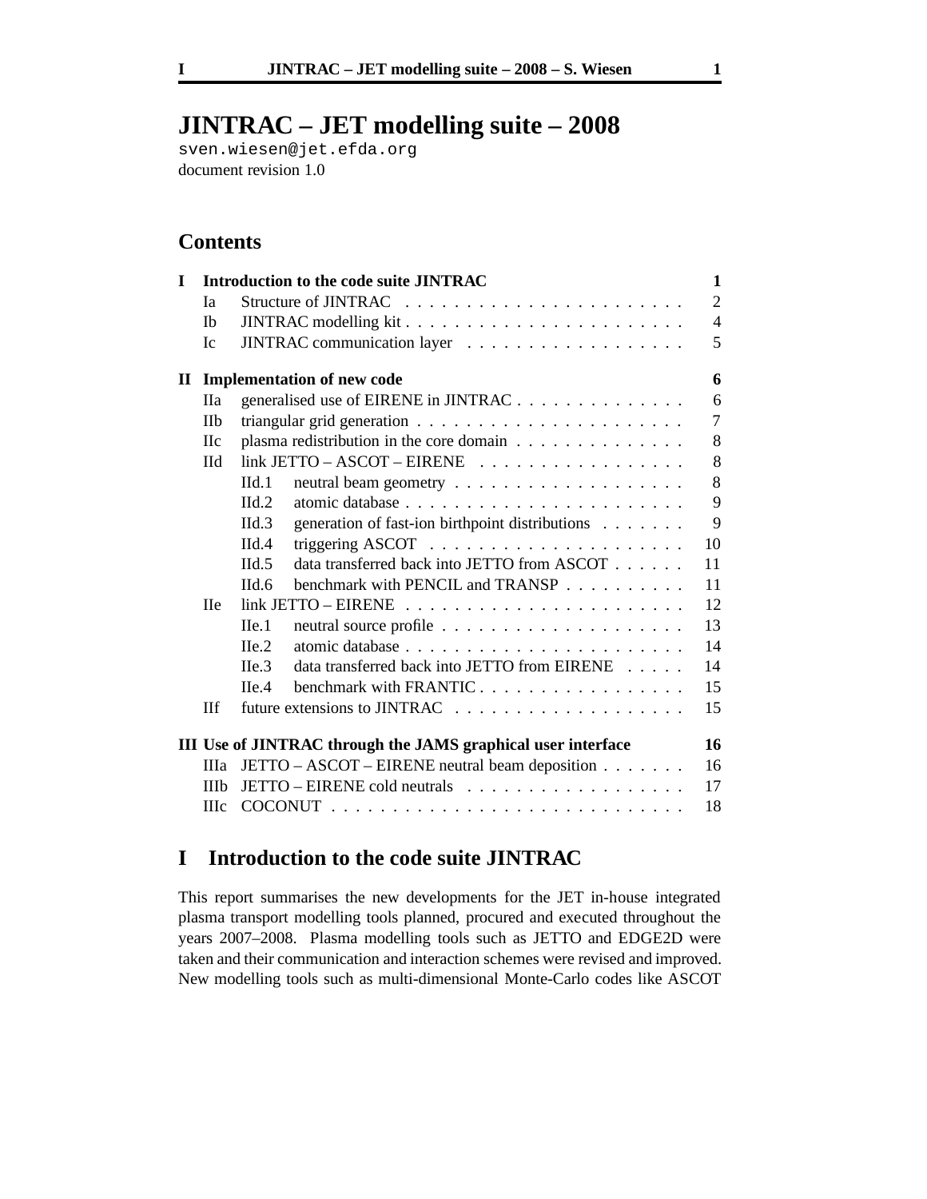# JINTRAC – JET modelling suite – 2008

sven.wiesen@jet.efda.org
document revision 1.0

## Contents

| | | | |
|---|---|---|---|
| **I** | **Introduction to the code suite JINTRAC** | | **1** |
| | Ia | Structure of JINTRAC | 2 |
| | Ib | JINTRAC modelling kit | 4 |
| | Ic | JINTRAC communication layer | 5 |
| **II** | **Implementation of new code** | | **6** |
| | IIa | generalised use of EIRENE in JINTRAC | 6 |
| | IIb | triangular grid generation | 7 |
| | IIc | plasma redistribution in the core domain | 8 |
| | IId | link JETTO – ASCOT – EIRENE | 8 |
| | | IId.1 neutral beam geometry | 8 |
| | | IId.2 atomic database | 9 |
| | | IId.3 generation of fast-ion birthpoint distributions | 9 |
| | | IId.4 triggering ASCOT | 10 |
| | | IId.5 data transferred back into JETTO from ASCOT | 11 |
| | | IId.6 benchmark with PENCIL and TRANSP | 11 |
| | IIe | link JETTO – EIRENE | 12 |
| | | IIe.1 neutral source profile | 13 |
| | | IIe.2 atomic database | 14 |
| | | IIe.3 data transferred back into JETTO from EIRENE | 14 |
| | | IIe.4 benchmark with FRANTIC | 15 |
| | IIf | future extensions to JINTRAC | 15 |
| **III** | **Use of JINTRAC through the JAMS graphical user interface** | | **16** |
| | IIIa | JETTO – ASCOT – EIRENE neutral beam deposition | 16 |
| | IIIb | JETTO – EIRENE cold neutrals | 17 |
| | IIIc | COCONUT | 18 |

## I Introduction to the code suite JINTRAC

This report summarises the new developments for the JET in-house integrated plasma transport modelling tools planned, procured and executed throughout the years 2007–2008. Plasma modelling tools such as JETTO and EDGE2D were taken and their communication and interaction schemes were revised and improved. New modelling tools such as multi-dimensional Monte-Carlo codes like ASCOT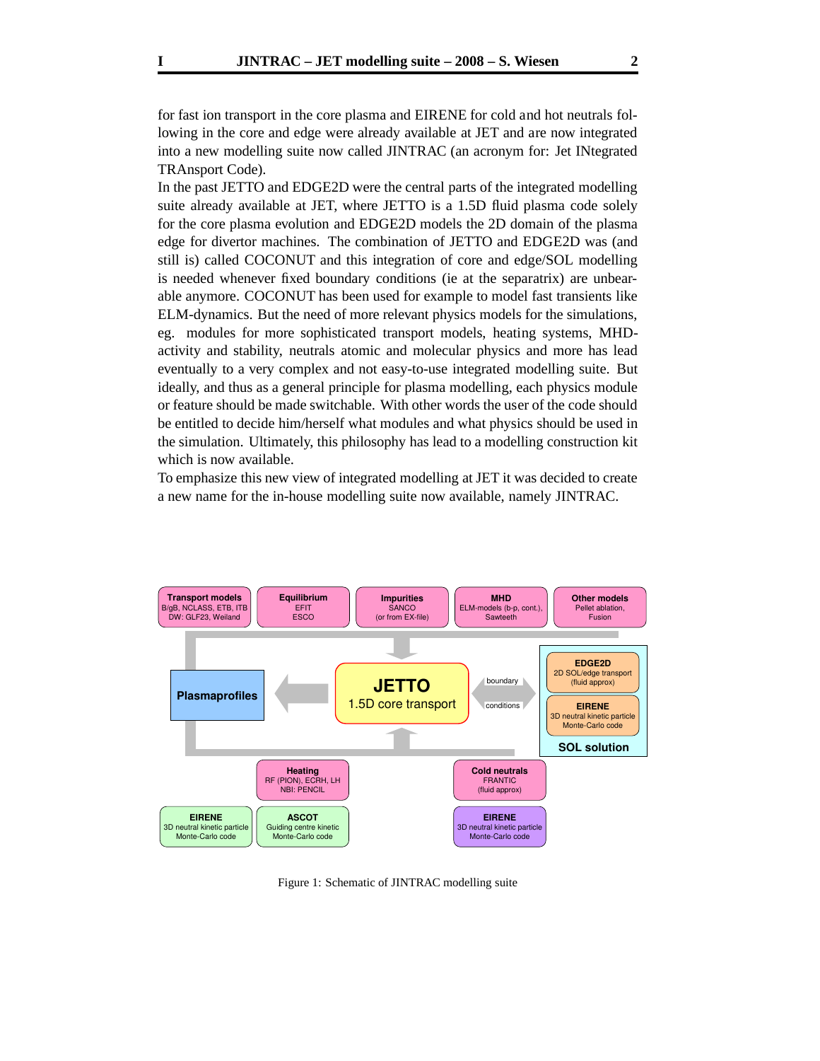for fast ion transport in the core plasma and EIRENE for cold and hot neutrals following in the core and edge were already available at JET and are now integrated into a new modelling suite now called JINTRAC (an acronym for: Jet INtegrated TRAnsport Code).

In the past JETTO and EDGE2D were the central parts of the integrated modelling suite already available at JET, where JETTO is a 1.5D fluid plasma code solely for the core plasma evolution and EDGE2D models the 2D domain of the plasma edge for divertor machines. The combination of JETTO and EDGE2D was (and still is) called COCONUT and this integration of core and edge/SOL modelling is needed whenever fixed boundary conditions (ie at the separatrix) are unbearable anymore. COCONUT has been used for example to model fast transients like ELM-dynamics. But the need of more relevant physics models for the simulations, eg. modules for more sophisticated transport models, heating systems, MHD-activity and stability, neutrals atomic and molecular physics and more has lead eventually to a very complex and not easy-to-use integrated modelling suite. But ideally, and thus as a general principle for plasma modelling, each physics module or feature should be made switchable. With other words the user of the code should be entitled to decide him/herself what modules and what physics should be used in the simulation. Ultimately, this philosophy has lead to a modelling construction kit which is now available.

To emphasize this new view of integrated modelling at JET it was decided to create a new name for the in-house modelling suite now available, namely JINTRAC.

**Transport models** B/gB, NCLASS, ETB, ITB DW: GLF23, Weiland | **Equilibrium** EFIT ESCO | **Impurities** SANCO (or from EX-file) | **MHD** ELM-models (b-p, cont.), Sawteeth | **Other models** Pellet ablation, Fusion

**Plasmaprofiles** ← **JETTO** 1.5D core transport ↔ boundary conditions ↔ **SOL solution**: **EDGE2D** 2D SOL/edge transport (fluid approx); **EIRENE** 3D neutral kinetic particle Monte-Carlo code

**Heating** RF (PION), ECRH, LH NBI: PENCIL — **EIRENE** 3D neutral kinetic particle Monte-Carlo code; **ASCOT** Guiding centre kinetic Monte-Carlo code

**Cold neutrals** FRANTIC (fluid approx) — **EIRENE** 3D neutral kinetic particle Monte-Carlo code

Figure 1: Schematic of JINTRAC modelling suite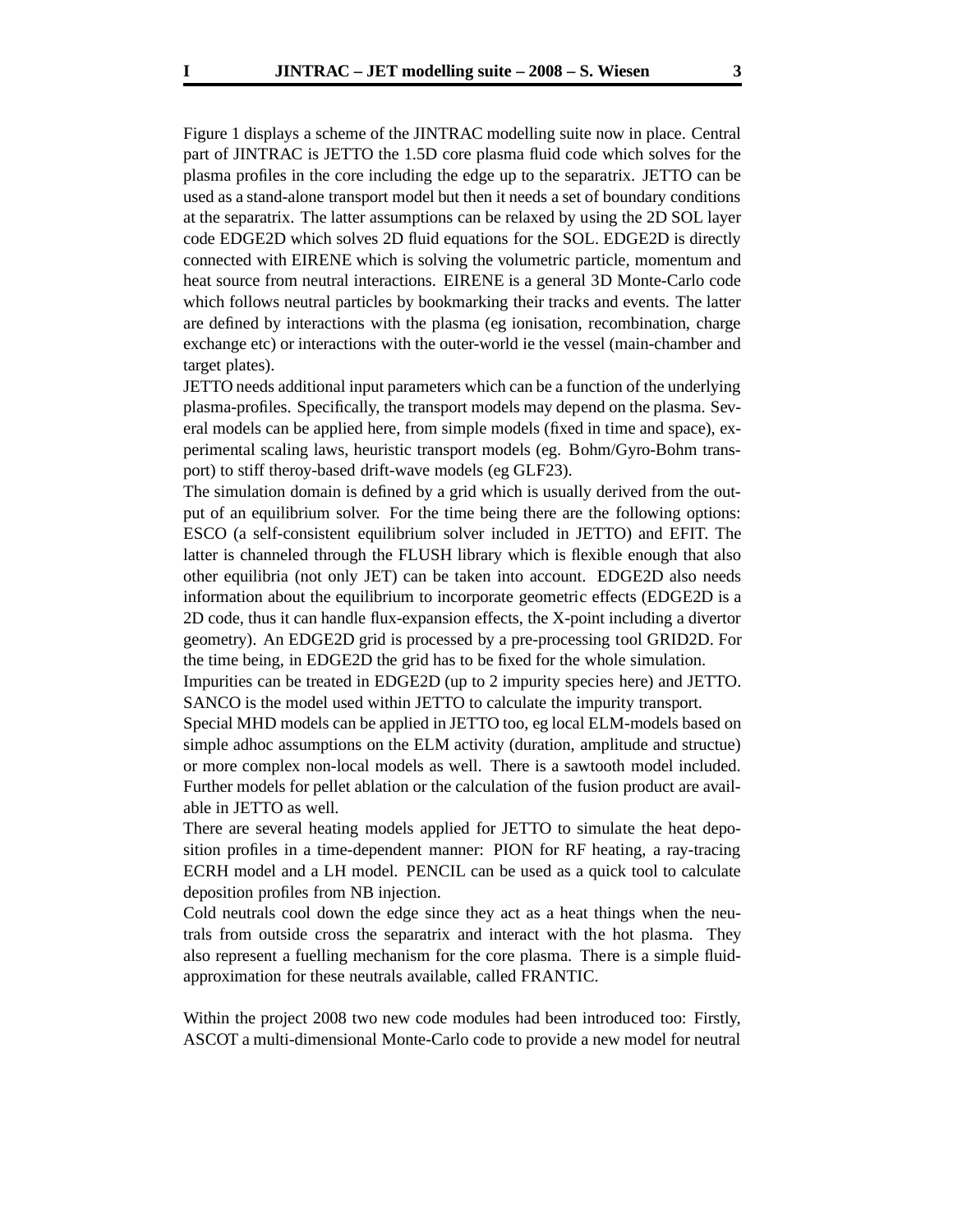Figure 1 displays a scheme of the JINTRAC modelling suite now in place. Central part of JINTRAC is JETTO the 1.5D core plasma fluid code which solves for the plasma profiles in the core including the edge up to the separatrix. JETTO can be used as a stand-alone transport model but then it needs a set of boundary conditions at the separatrix. The latter assumptions can be relaxed by using the 2D SOL layer code EDGE2D which solves 2D fluid equations for the SOL. EDGE2D is directly connected with EIRENE which is solving the volumetric particle, momentum and heat source from neutral interactions. EIRENE is a general 3D Monte-Carlo code which follows neutral particles by bookmarking their tracks and events. The latter are defined by interactions with the plasma (eg ionisation, recombination, charge exchange etc) or interactions with the outer-world ie the vessel (main-chamber and target plates).

JETTO needs additional input parameters which can be a function of the underlying plasma-profiles. Specifically, the transport models may depend on the plasma. Several models can be applied here, from simple models (fixed in time and space), experimental scaling laws, heuristic transport models (eg. Bohm/Gyro-Bohm transport) to stiff theroy-based drift-wave models (eg GLF23).

The simulation domain is defined by a grid which is usually derived from the output of an equilibrium solver. For the time being there are the following options: ESCO (a self-consistent equilibrium solver included in JETTO) and EFIT. The latter is channeled through the FLUSH library which is flexible enough that also other equilibria (not only JET) can be taken into account. EDGE2D also needs information about the equilibrium to incorporate geometric effects (EDGE2D is a 2D code, thus it can handle flux-expansion effects, the X-point including a divertor geometry). An EDGE2D grid is processed by a pre-processing tool GRID2D. For the time being, in EDGE2D the grid has to be fixed for the whole simulation.

Impurities can be treated in EDGE2D (up to 2 impurity species here) and JETTO. SANCO is the model used within JETTO to calculate the impurity transport.

Special MHD models can be applied in JETTO too, eg local ELM-models based on simple adhoc assumptions on the ELM activity (duration, amplitude and structue) or more complex non-local models as well. There is a sawtooth model included. Further models for pellet ablation or the calculation of the fusion product are available in JETTO as well.

There are several heating models applied for JETTO to simulate the heat deposition profiles in a time-dependent manner: PION for RF heating, a ray-tracing ECRH model and a LH model. PENCIL can be used as a quick tool to calculate deposition profiles from NB injection.

Cold neutrals cool down the edge since they act as a heat things when the neutrals from outside cross the separatrix and interact with the hot plasma. They also represent a fuelling mechanism for the core plasma. There is a simple fluid-approximation for these neutrals available, called FRANTIC.

Within the project 2008 two new code modules had been introduced too: Firstly, ASCOT a multi-dimensional Monte-Carlo code to provide a new model for neutral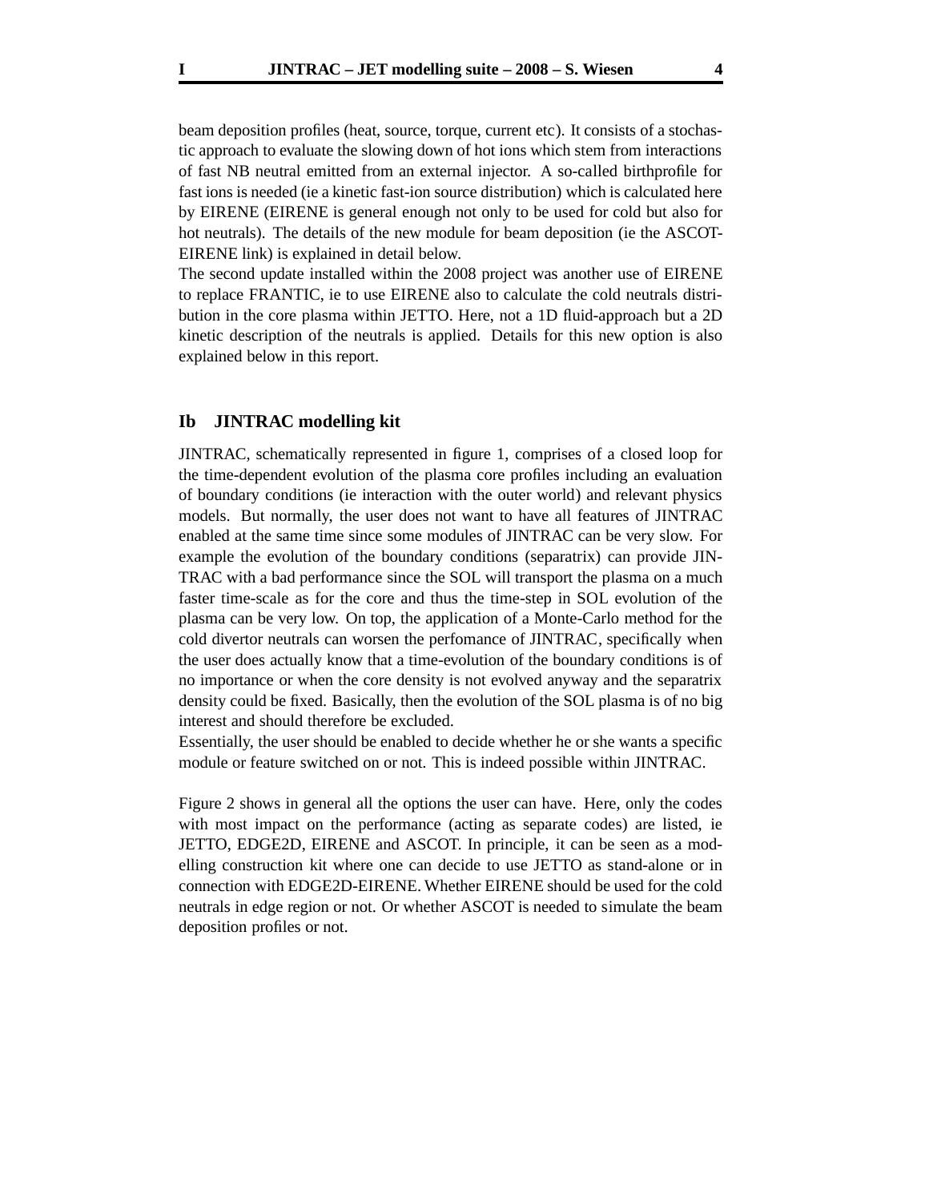beam deposition profiles (heat, source, torque, current etc). It consists of a stochastic approach to evaluate the slowing down of hot ions which stem from interactions of fast NB neutral emitted from an external injector. A so-called birthprofile for fast ions is needed (ie a kinetic fast-ion source distribution) which is calculated here by EIRENE (EIRENE is general enough not only to be used for cold but also for hot neutrals). The details of the new module for beam deposition (ie the ASCOT-EIRENE link) is explained in detail below.

The second update installed within the 2008 project was another use of EIRENE to replace FRANTIC, ie to use EIRENE also to calculate the cold neutrals distribution in the core plasma within JETTO. Here, not a 1D fluid-approach but a 2D kinetic description of the neutrals is applied. Details for this new option is also explained below in this report.

## Ib JINTRAC modelling kit

JINTRAC, schematically represented in figure 1, comprises of a closed loop for the time-dependent evolution of the plasma core profiles including an evaluation of boundary conditions (ie interaction with the outer world) and relevant physics models. But normally, the user does not want to have all features of JINTRAC enabled at the same time since some modules of JINTRAC can be very slow. For example the evolution of the boundary conditions (separatrix) can provide JINTRAC with a bad performance since the SOL will transport the plasma on a much faster time-scale as for the core and thus the time-step in SOL evolution of the plasma can be very low. On top, the application of a Monte-Carlo method for the cold divertor neutrals can worsen the perfomance of JINTRAC, specifically when the user does actually know that a time-evolution of the boundary conditions is of no importance or when the core density is not evolved anyway and the separatrix density could be fixed. Basically, then the evolution of the SOL plasma is of no big interest and should therefore be excluded.

Essentially, the user should be enabled to decide whether he or she wants a specific module or feature switched on or not. This is indeed possible within JINTRAC.

Figure 2 shows in general all the options the user can have. Here, only the codes with most impact on the performance (acting as separate codes) are listed, ie JETTO, EDGE2D, EIRENE and ASCOT. In principle, it can be seen as a modelling construction kit where one can decide to use JETTO as stand-alone or in connection with EDGE2D-EIRENE. Whether EIRENE should be used for the cold neutrals in edge region or not. Or whether ASCOT is needed to simulate the beam deposition profiles or not.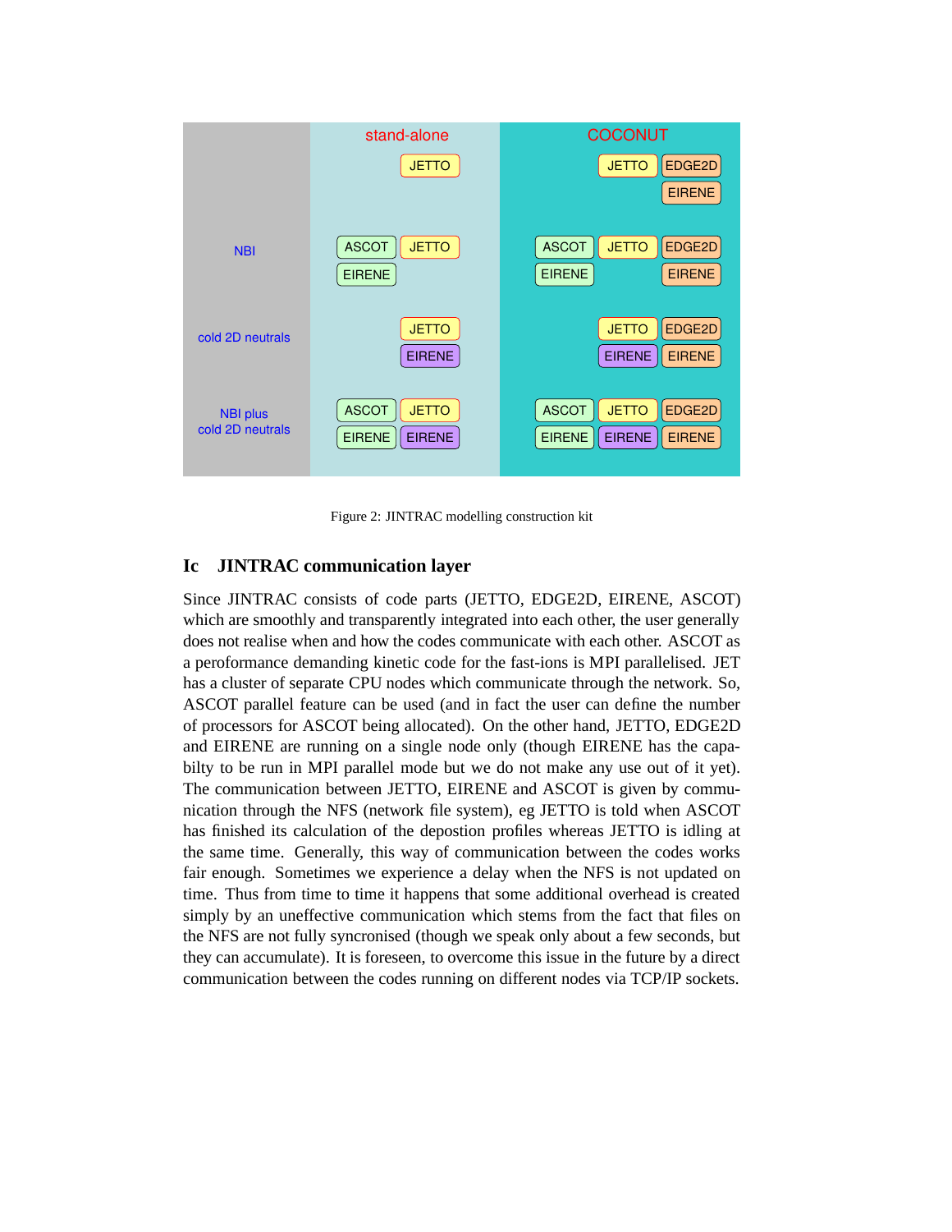| | stand-alone | COCONUT |
|---|---|---|
| | JETTO | JETTO, EDGE2D, EIRENE |
| NBI | ASCOT, JETTO, EIRENE | ASCOT, JETTO, EDGE2D, EIRENE, EIRENE |
| cold 2D neutrals | JETTO, EIRENE | JETTO, EDGE2D, EIRENE, EIRENE |
| NBI plus cold 2D neutrals | ASCOT, JETTO, EIRENE, EIRENE | ASCOT, JETTO, EDGE2D, EIRENE, EIRENE, EIRENE |

Figure 2: JINTRAC modelling construction kit

## Ic JINTRAC communication layer

Since JINTRAC consists of code parts (JETTO, EDGE2D, EIRENE, ASCOT) which are smoothly and transparently integrated into each other, the user generally does not realise when and how the codes communicate with each other. ASCOT as a peroformance demanding kinetic code for the fast-ions is MPI parallelised. JET has a cluster of separate CPU nodes which communicate through the network. So, ASCOT parallel feature can be used (and in fact the user can define the number of processors for ASCOT being allocated). On the other hand, JETTO, EDGE2D and EIRENE are running on a single node only (though EIRENE has the capabilty to be run in MPI parallel mode but we do not make any use out of it yet). The communication between JETTO, EIRENE and ASCOT is given by communication through the NFS (network file system), eg JETTO is told when ASCOT has finished its calculation of the depostion profiles whereas JETTO is idling at the same time. Generally, this way of communication between the codes works fair enough. Sometimes we experience a delay when the NFS is not updated on time. Thus from time to time it happens that some additional overhead is created simply by an uneffective communication which stems from the fact that files on the NFS are not fully syncronised (though we speak only about a few seconds, but they can accumulate). It is foreseen, to overcome this issue in the future by a direct communication between the codes running on different nodes via TCP/IP sockets.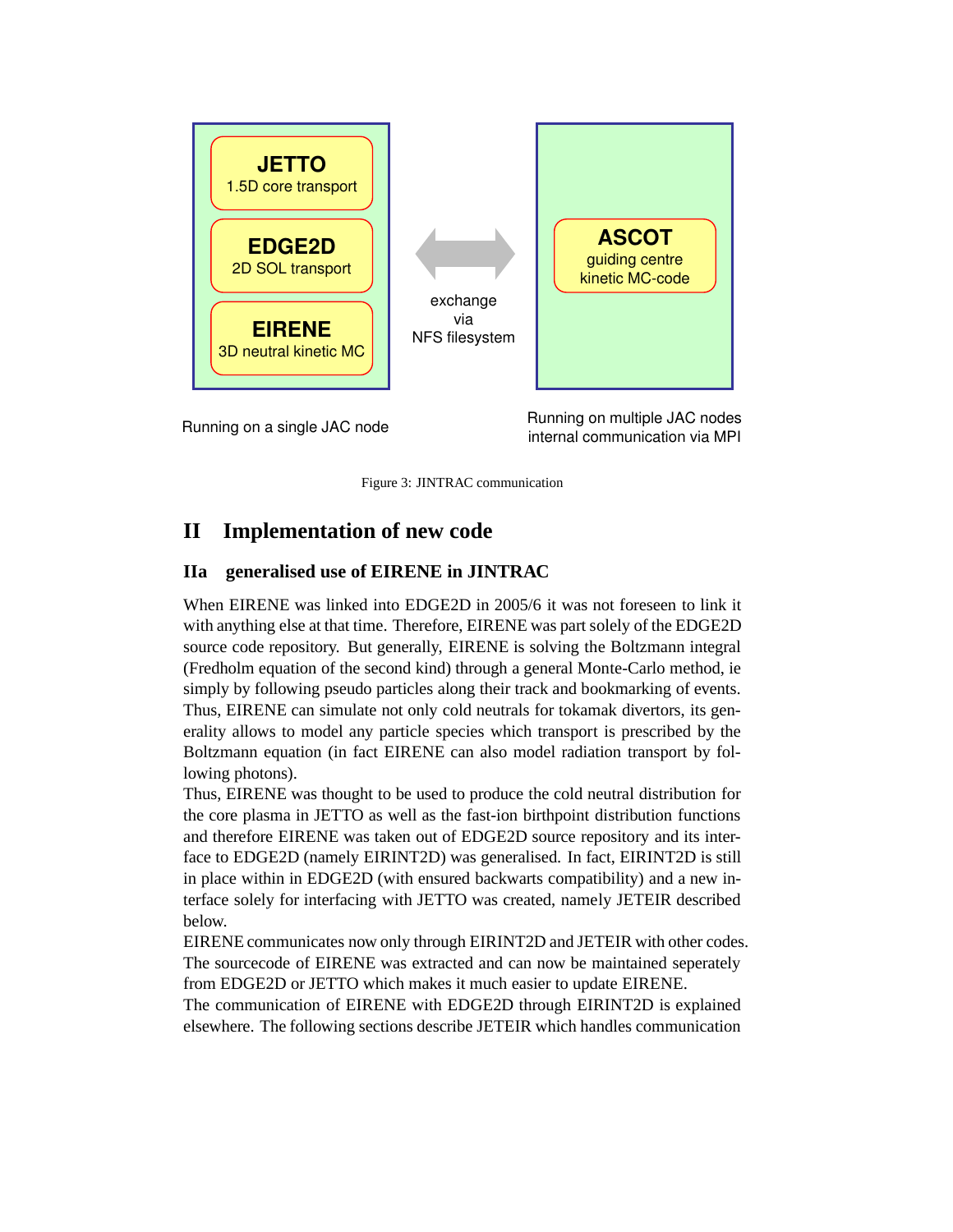JETTO
1.5D core transport

EDGE2D
2D SOL transport

EIRENE
3D neutral kinetic MC

exchange
via
NFS filesystem

ASCOT
guiding centre
kinetic MC-code

Running on a single JAC node

Running on multiple JAC nodes
internal communication via MPI

Figure 3: JINTRAC communication

# II Implementation of new code

## IIa generalised use of EIRENE in JINTRAC

When EIRENE was linked into EDGE2D in 2005/6 it was not foreseen to link it with anything else at that time. Therefore, EIRENE was part solely of the EDGE2D source code repository. But generally, EIRENE is solving the Boltzmann integral (Fredholm equation of the second kind) through a general Monte-Carlo method, ie simply by following pseudo particles along their track and bookmarking of events. Thus, EIRENE can simulate not only cold neutrals for tokamak divertors, its generality allows to model any particle species which transport is prescribed by the Boltzmann equation (in fact EIRENE can also model radiation transport by following photons).

Thus, EIRENE was thought to be used to produce the cold neutral distribution for the core plasma in JETTO as well as the fast-ion birthpoint distribution functions and therefore EIRENE was taken out of EDGE2D source repository and its interface to EDGE2D (namely EIRINT2D) was generalised. In fact, EIRINT2D is still in place within in EDGE2D (with ensured backwarts compatibility) and a new interface solely for interfacing with JETTO was created, namely JETEIR described below.

EIRENE communicates now only through EIRINT2D and JETEIR with other codes. The sourcecode of EIRENE was extracted and can now be maintained seperately from EDGE2D or JETTO which makes it much easier to update EIRENE.

The communication of EIRENE with EDGE2D through EIRINT2D is explained elsewhere. The following sections describe JETEIR which handles communication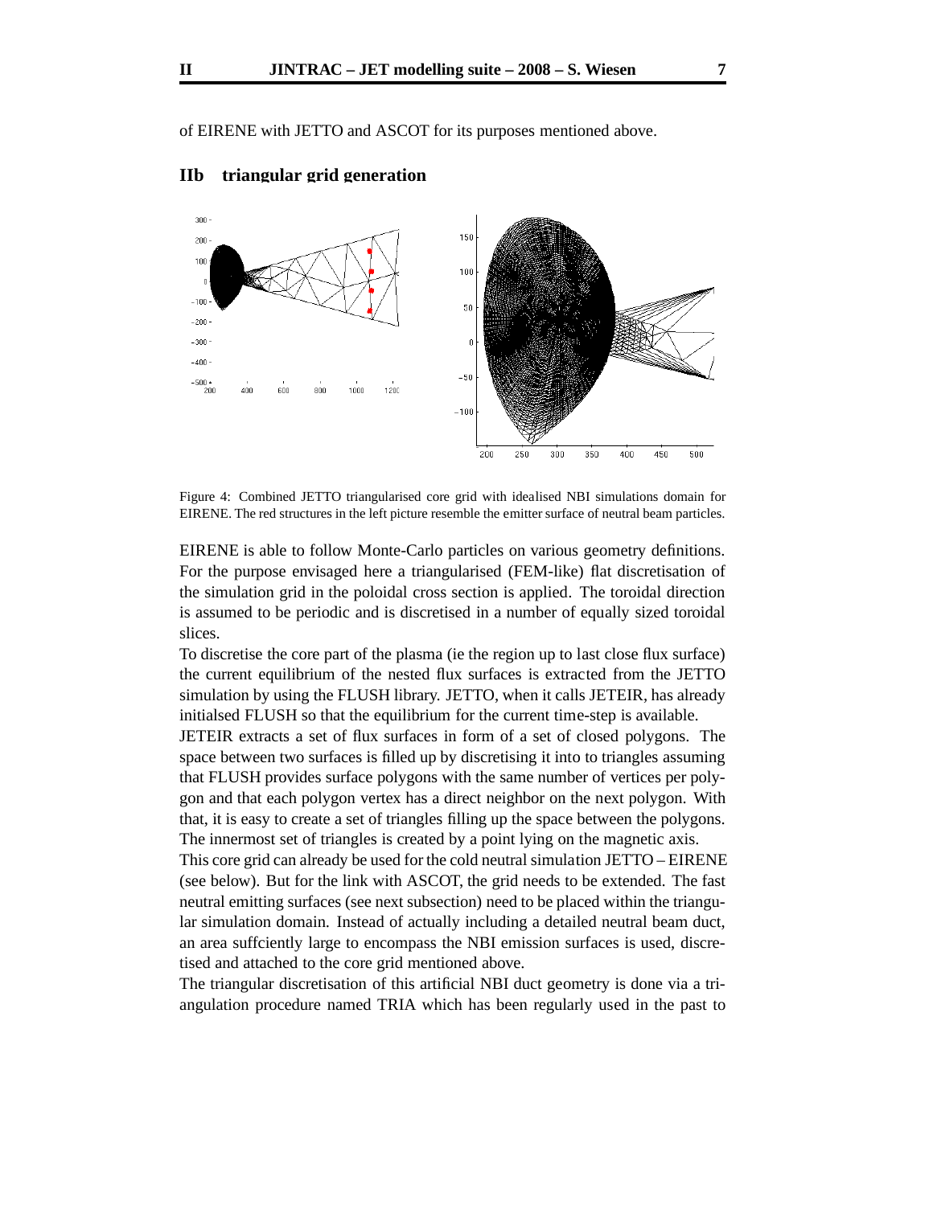of EIRENE with JETTO and ASCOT for its purposes mentioned above.

## IIb triangular grid generation

Figure 4: Combined JETTO triangularised core grid with idealised NBI simulations domain for EIRENE. The red structures in the left picture resemble the emitter surface of neutral beam particles.

EIRENE is able to follow Monte-Carlo particles on various geometry definitions. For the purpose envisaged here a triangularised (FEM-like) flat discretisation of the simulation grid in the poloidal cross section is applied. The toroidal direction is assumed to be periodic and is discretised in a number of equally sized toroidal slices.

To discretise the core part of the plasma (ie the region up to last close flux surface) the current equilibrium of the nested flux surfaces is extracted from the JETTO simulation by using the FLUSH library. JETTO, when it calls JETEIR, has already initialsed FLUSH so that the equilibrium for the current time-step is available.

JETEIR extracts a set of flux surfaces in form of a set of closed polygons. The space between two surfaces is filled up by discretising it into to triangles assuming that FLUSH provides surface polygons with the same number of vertices per polygon and that each polygon vertex has a direct neighbor on the next polygon. With that, it is easy to create a set of triangles filling up the space between the polygons. The innermost set of triangles is created by a point lying on the magnetic axis.

This core grid can already be used for the cold neutral simulation JETTO – EIRENE (see below). But for the link with ASCOT, the grid needs to be extended. The fast neutral emitting surfaces (see next subsection) need to be placed within the triangular simulation domain. Instead of actually including a detailed neutral beam duct, an area suffciently large to encompass the NBI emission surfaces is used, discretised and attached to the core grid mentioned above.

The triangular discretisation of this artificial NBI duct geometry is done via a triangulation procedure named TRIA which has been regularly used in the past to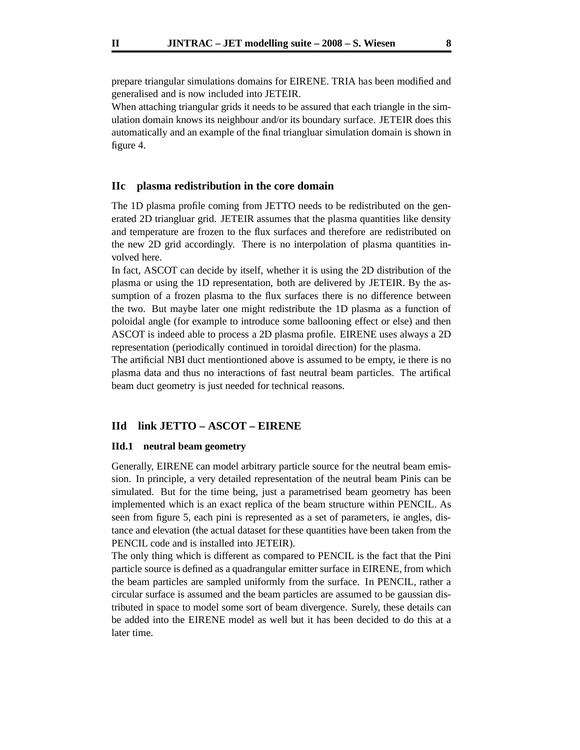prepare triangular simulations domains for EIRENE. TRIA has been modified and generalised and is now included into JETEIR.
When attaching triangular grids it needs to be assured that each triangle in the simulation domain knows its neighbour and/or its boundary surface. JETEIR does this automatically and an example of the final triangluar simulation domain is shown in figure 4.

## IIc plasma redistribution in the core domain

The 1D plasma profile coming from JETTO needs to be redistributed on the generated 2D triangluar grid. JETEIR assumes that the plasma quantities like density and temperature are frozen to the flux surfaces and therefore are redistributed on the new 2D grid accordingly. There is no interpolation of plasma quantities involved here.
In fact, ASCOT can decide by itself, whether it is using the 2D distribution of the plasma or using the 1D representation, both are delivered by JETEIR. By the assumption of a frozen plasma to the flux surfaces there is no difference between the two. But maybe later one might redistribute the 1D plasma as a function of poloidal angle (for example to introduce some ballooning effect or else) and then ASCOT is indeed able to process a 2D plasma profile. EIRENE uses always a 2D representation (periodically continued in toroidal direction) for the plasma.
The artificial NBI duct mentiontioned above is assumed to be empty, ie there is no plasma data and thus no interactions of fast neutral beam particles. The artifical beam duct geometry is just needed for technical reasons.

## IId link JETTO – ASCOT – EIRENE

### IId.1 neutral beam geometry

Generally, EIRENE can model arbitrary particle source for the neutral beam emission. In principle, a very detailed representation of the neutral beam Pinis can be simulated. But for the time being, just a parametrised beam geometry has been implemented which is an exact replica of the beam structure within PENCIL. As seen from figure 5, each pini is represented as a set of parameters, ie angles, distance and elevation (the actual dataset for these quantities have been taken from the PENCIL code and is installed into JETEIR).
The only thing which is different as compared to PENCIL is the fact that the Pini particle source is defined as a quadrangular emitter surface in EIRENE, from which the beam particles are sampled uniformly from the surface. In PENCIL, rather a circular surface is assumed and the beam particles are assumed to be gaussian distributed in space to model some sort of beam divergence. Surely, these details can be added into the EIRENE model as well but it has been decided to do this at a later time.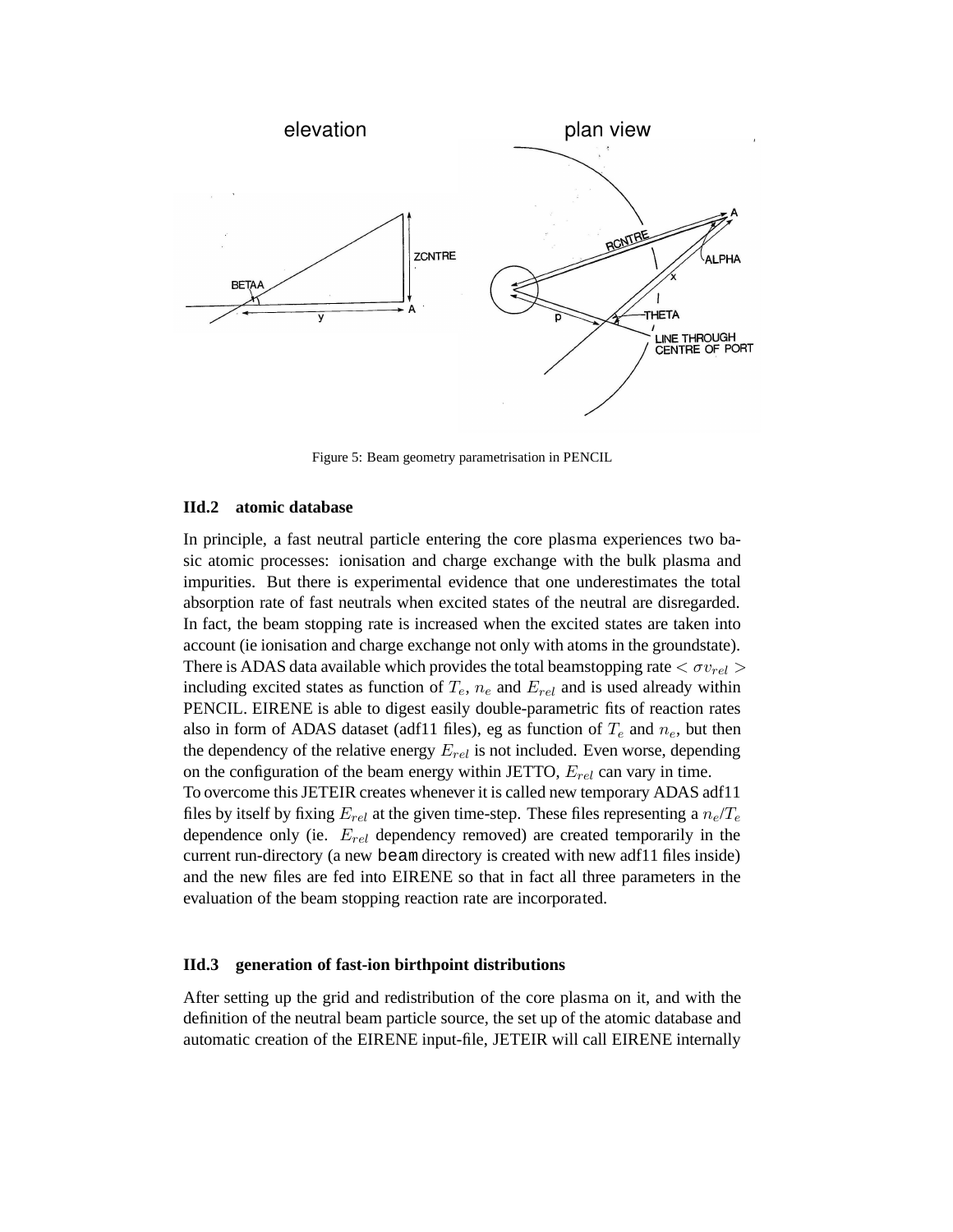Figure 5: Beam geometry parametrisation in PENCIL

### IId.2 atomic database

In principle, a fast neutral particle entering the core plasma experiences two basic atomic processes: ionisation and charge exchange with the bulk plasma and impurities. But there is experimental evidence that one underestimates the total absorption rate of fast neutrals when excited states of the neutral are disregarded. In fact, the beam stopping rate is increased when the excited states are taken into account (ie ionisation and charge exchange not only with atoms in the groundstate). There is ADAS data available which provides the total beamstopping rate $< \sigma v_{rel} >$ including excited states as function of $T_e$, $n_e$ and $E_{rel}$ and is used already within PENCIL. EIRENE is able to digest easily double-parametric fits of reaction rates also in form of ADAS dataset (adf11 files), eg as function of $T_e$ and $n_e$, but then the dependency of the relative energy $E_{rel}$ is not included. Even worse, depending on the configuration of the beam energy within JETTO, $E_{rel}$ can vary in time.
To overcome this JETEIR creates whenever it is called new temporary ADAS adf11 files by itself by fixing $E_{rel}$ at the given time-step. These files representing a $n_e/T_e$ dependence only (ie. $E_{rel}$ dependency removed) are created temporarily in the current run-directory (a new `beam` directory is created with new adf11 files inside) and the new files are fed into EIRENE so that in fact all three parameters in the evaluation of the beam stopping reaction rate are incorporated.

### IId.3 generation of fast-ion birthpoint distributions

After setting up the grid and redistribution of the core plasma on it, and with the definition of the neutral beam particle source, the set up of the atomic database and automatic creation of the EIRENE input-file, JETEIR will call EIRENE internally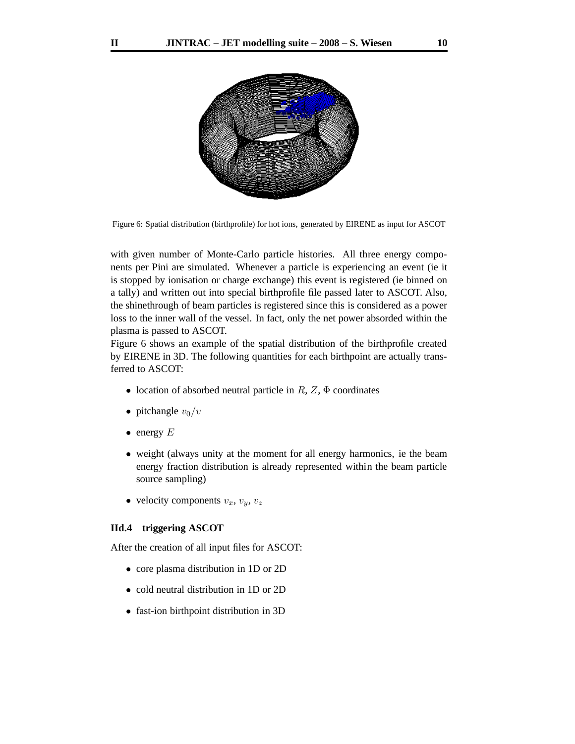Figure 6: Spatial distribution (birthprofile) for hot ions, generated by EIRENE as input for ASCOT

with given number of Monte-Carlo particle histories. All three energy components per Pini are simulated. Whenever a particle is experiencing an event (ie it is stopped by ionisation or charge exchange) this event is registered (ie binned on a tally) and written out into special birthprofile file passed later to ASCOT. Also, the shinethrough of beam particles is registered since this is considered as a power loss to the inner wall of the vessel. In fact, only the net power absorbed within the plasma is passed to ASCOT.

Figure 6 shows an example of the spatial distribution of the birthprofile created by EIRENE in 3D. The following quantities for each birthpoint are actually transferred to ASCOT:

- location of absorbed neutral particle in $R$, $Z$, $\Phi$ coordinates
- pitchangle $v_0/v$
- energy $E$
- weight (always unity at the moment for all energy harmonics, ie the beam energy fraction distribution is already represented within the beam particle source sampling)
- velocity components $v_x$, $v_y$, $v_z$

### IId.4 triggering ASCOT

After the creation of all input files for ASCOT:

- core plasma distribution in 1D or 2D
- cold neutral distribution in 1D or 2D
- fast-ion birthpoint distribution in 3D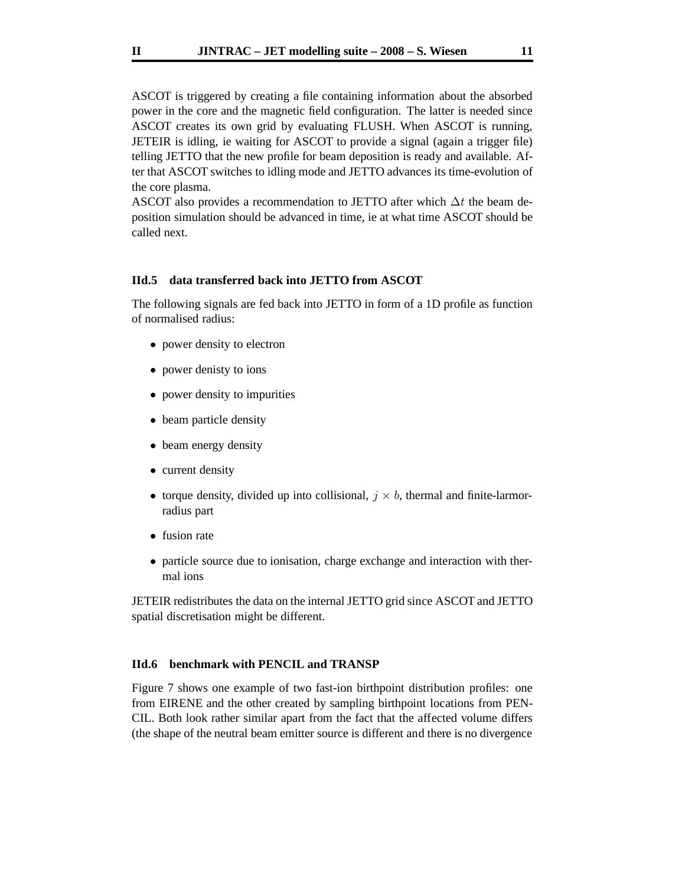ASCOT is triggered by creating a file containing information about the absorbed power in the core and the magnetic field configuration. The latter is needed since ASCOT creates its own grid by evaluating FLUSH. When ASCOT is running, JETEIR is idling, ie waiting for ASCOT to provide a signal (again a trigger file) telling JETTO that the new profile for beam deposition is ready and available. After that ASCOT switches to idling mode and JETTO advances its time-evolution of the core plasma.
ASCOT also provides a recommendation to JETTO after which $\Delta t$ the beam deposition simulation should be advanced in time, ie at what time ASCOT should be called next.

### IId.5 data transferred back into JETTO from ASCOT

The following signals are fed back into JETTO in form of a 1D profile as function of normalised radius:

- power density to electron
- power denisty to ions
- power density to impurities
- beam particle density
- beam energy density
- current density
- torque density, divided up into collisional, $j \times b$, thermal and finite-larmor-radius part
- fusion rate
- particle source due to ionisation, charge exchange and interaction with thermal ions

JETEIR redistributes the data on the internal JETTO grid since ASCOT and JETTO spatial discretisation might be different.

### IId.6 benchmark with PENCIL and TRANSP

Figure 7 shows one example of two fast-ion birthpoint distribution profiles: one from EIRENE and the other created by sampling birthpoint locations from PENCIL. Both look rather similar apart from the fact that the affected volume differs (the shape of the neutral beam emitter source is different and there is no divergence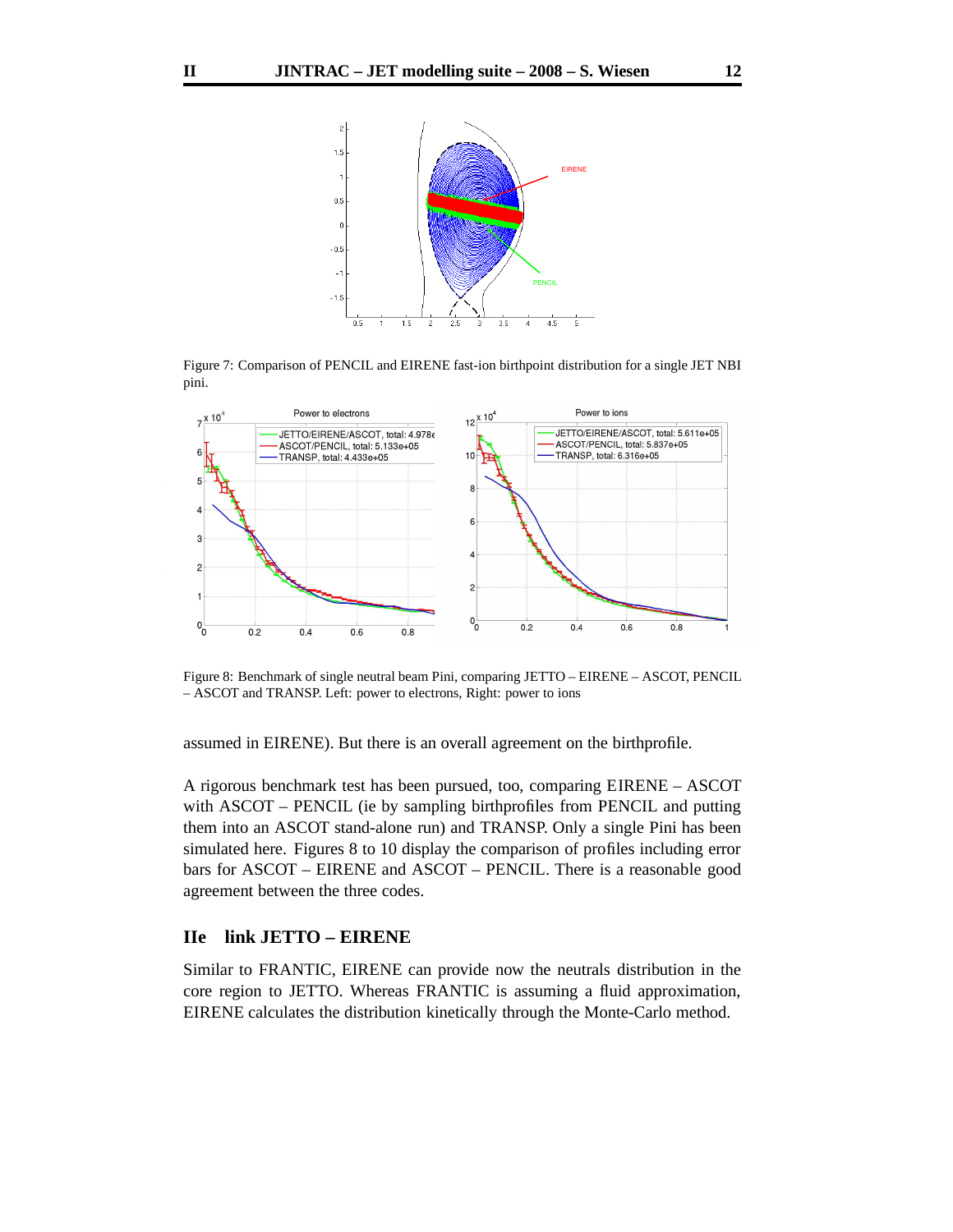Figure 7: Comparison of PENCIL and EIRENE fast-ion birthpoint distribution for a single JET NBI pini.

Figure 8: Benchmark of single neutral beam Pini, comparing JETTO – EIRENE – ASCOT, PENCIL – ASCOT and TRANSP. Left: power to electrons, Right: power to ions

assumed in EIRENE). But there is an overall agreement on the birthprofile.

A rigorous benchmark test has been pursued, too, comparing EIRENE – ASCOT with ASCOT – PENCIL (ie by sampling birthprofiles from PENCIL and putting them into an ASCOT stand-alone run) and TRANSP. Only a single Pini has been simulated here. Figures 8 to 10 display the comparison of profiles including error bars for ASCOT – EIRENE and ASCOT – PENCIL. There is a reasonable good agreement between the three codes.

## IIe link JETTO – EIRENE

Similar to FRANTIC, EIRENE can provide now the neutrals distribution in the core region to JETTO. Whereas FRANTIC is assuming a fluid approximation, EIRENE calculates the distribution kinetically through the Monte-Carlo method.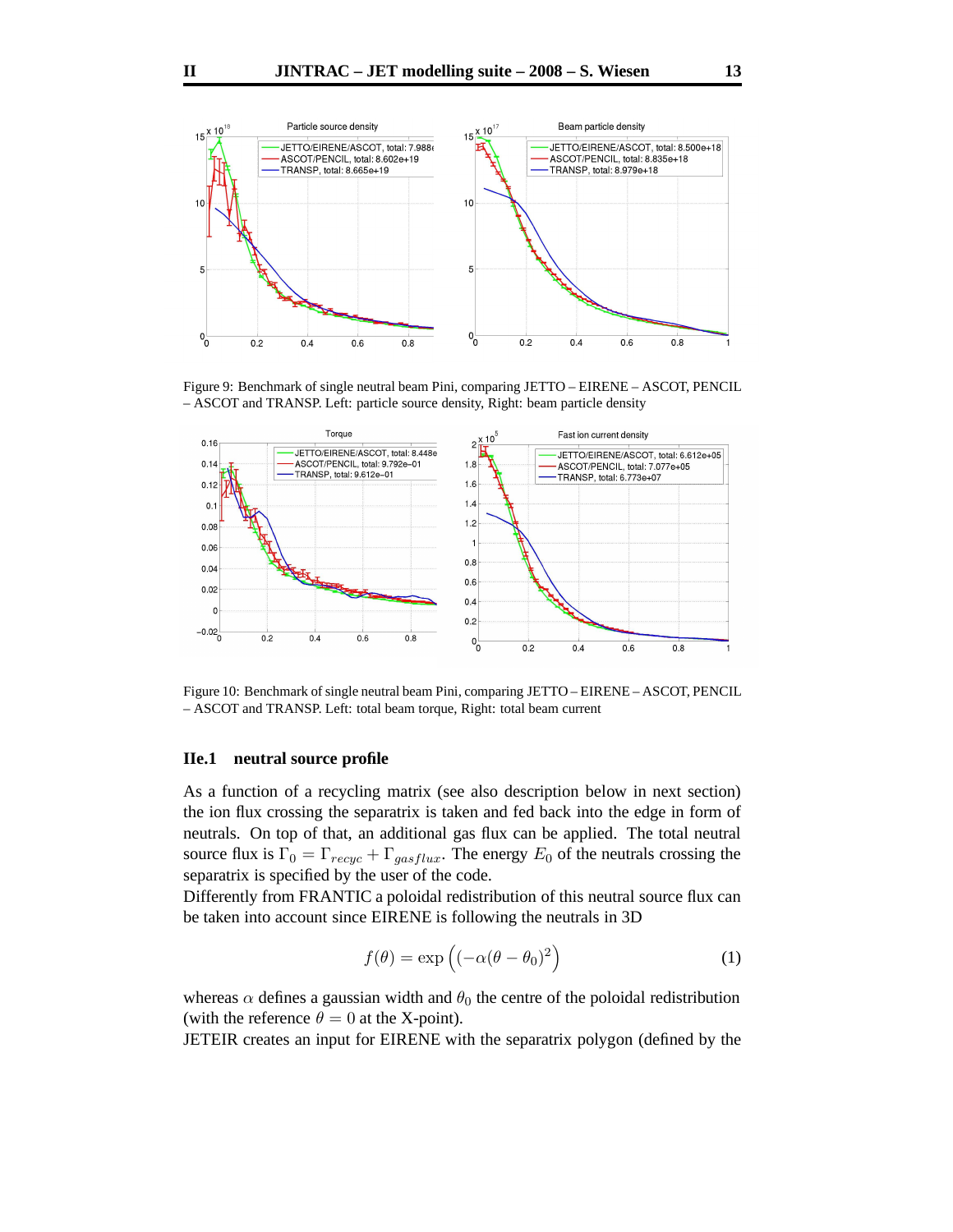Figure 9: Benchmark of single neutral beam Pini, comparing JETTO – EIRENE – ASCOT, PENCIL – ASCOT and TRANSP. Left: particle source density, Right: beam particle density

Figure 10: Benchmark of single neutral beam Pini, comparing JETTO – EIRENE – ASCOT, PENCIL – ASCOT and TRANSP. Left: total beam torque, Right: total beam current

### IIe.1 neutral source profile

As a function of a recycling matrix (see also description below in next section) the ion flux crossing the separatrix is taken and fed back into the edge in form of neutrals. On top of that, an additional gas flux can be applied. The total neutral source flux is $\Gamma_0 = \Gamma_{recyc} + \Gamma_{gasflux}$. The energy $E_0$ of the neutrals crossing the separatrix is specified by the user of the code.

Differently from FRANTIC a poloidal redistribution of this neutral source flux can be taken into account since EIRENE is following the neutrals in 3D

$$f(\theta) = \exp\left((-\alpha(\theta - \theta_0)^2\right) \tag{1}$$

whereas $\alpha$ defines a gaussian width and $\theta_0$ the centre of the poloidal redistribution (with the reference $\theta = 0$ at the X-point).

JETEIR creates an input for EIRENE with the separatrix polygon (defined by the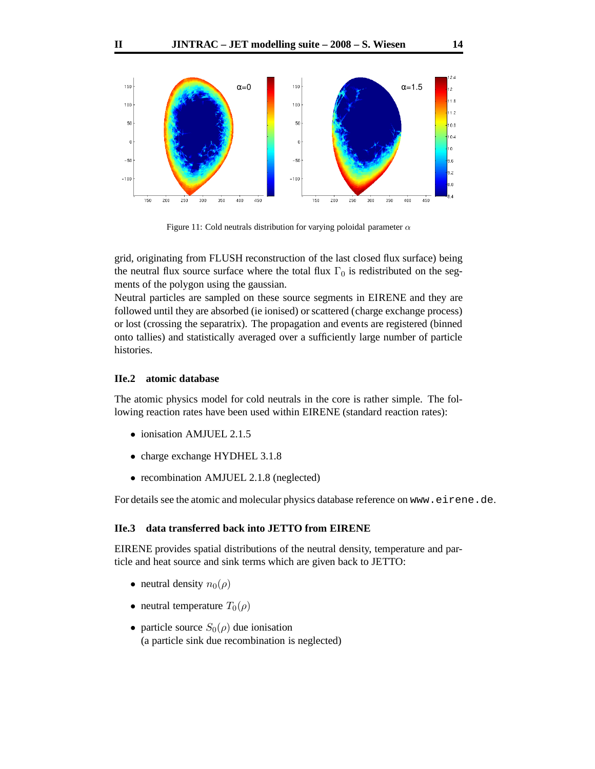Figure 11: Cold neutrals distribution for varying poloidal parameter $\alpha$

grid, originating from FLUSH reconstruction of the last closed flux surface) being the neutral flux source surface where the total flux $\Gamma_0$ is redistributed on the segments of the polygon using the gaussian.

Neutral particles are sampled on these source segments in EIRENE and they are followed until they are absorbed (ie ionised) or scattered (charge exchange process) or lost (crossing the separatrix). The propagation and events are registered (binned onto tallies) and statistically averaged over a sufficiently large number of particle histories.

### IIe.2 atomic database

The atomic physics model for cold neutrals in the core is rather simple. The following reaction rates have been used within EIRENE (standard reaction rates):

- ionisation AMJUEL 2.1.5
- charge exchange HYDHEL 3.1.8
- recombination AMJUEL 2.1.8 (neglected)

For details see the atomic and molecular physics database reference on `www.eirene.de`.

### IIe.3 data transferred back into JETTO from EIRENE

EIRENE provides spatial distributions of the neutral density, temperature and particle and heat source and sink terms which are given back to JETTO:

- neutral density $n_0(\rho)$
- neutral temperature $T_0(\rho)$
- particle source $S_0(\rho)$ due ionisation
  (a particle sink due recombination is neglected)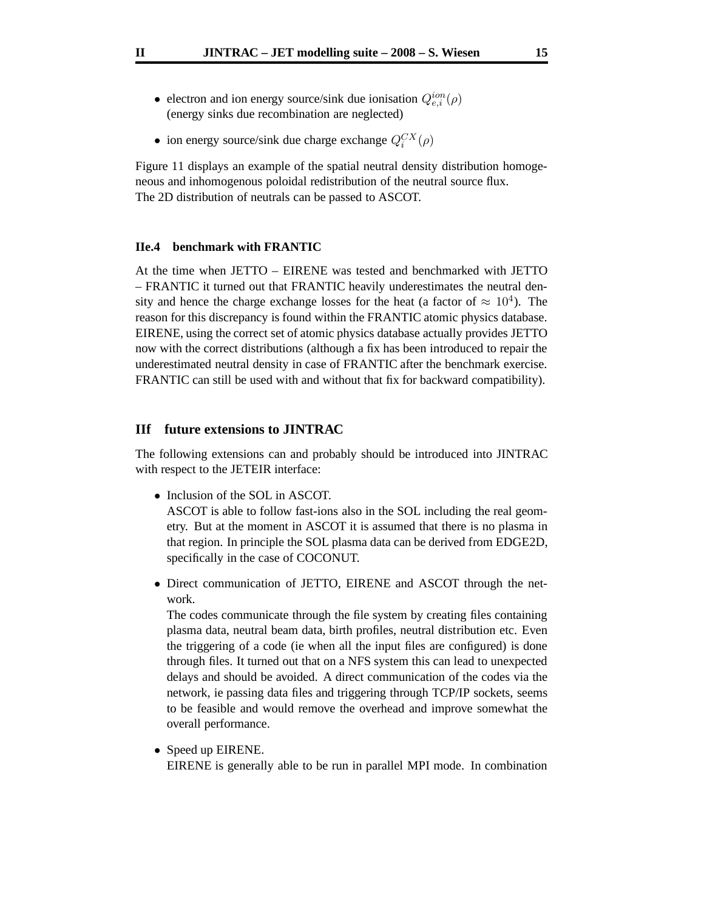- electron and ion energy source/sink due ionisation $Q_{e,i}^{ion}(\rho)$
  (energy sinks due recombination are neglected)
- ion energy source/sink due charge exchange $Q_i^{CX}(\rho)$

Figure 11 displays an example of the spatial neutral density distribution homogeneous and inhomogenous poloidal redistribution of the neutral source flux.
The 2D distribution of neutrals can be passed to ASCOT.

### IIe.4 benchmark with FRANTIC

At the time when JETTO – EIRENE was tested and benchmarked with JETTO – FRANTIC it turned out that FRANTIC heavily underestimates the neutral density and hence the charge exchange losses for the heat (a factor of $\approx 10^4$). The reason for this discrepancy is found within the FRANTIC atomic physics database. EIRENE, using the correct set of atomic physics database actually provides JETTO now with the correct distributions (although a fix has been introduced to repair the underestimated neutral density in case of FRANTIC after the benchmark exercise. FRANTIC can still be used with and without that fix for backward compatibility).

## IIf future extensions to JINTRAC

The following extensions can and probably should be introduced into JINTRAC with respect to the JETEIR interface:

- Inclusion of the SOL in ASCOT.
  ASCOT is able to follow fast-ions also in the SOL including the real geometry. But at the moment in ASCOT it is assumed that there is no plasma in that region. In principle the SOL plasma data can be derived from EDGE2D, specifically in the case of COCONUT.
- Direct communication of JETTO, EIRENE and ASCOT through the network.
  The codes communicate through the file system by creating files containing plasma data, neutral beam data, birth profiles, neutral distribution etc. Even the triggering of a code (ie when all the input files are configured) is done through files. It turned out that on a NFS system this can lead to unexpected delays and should be avoided. A direct communication of the codes via the network, ie passing data files and triggering through TCP/IP sockets, seems to be feasible and would remove the overhead and improve somewhat the overall performance.
- Speed up EIRENE.
  EIRENE is generally able to be run in parallel MPI mode. In combination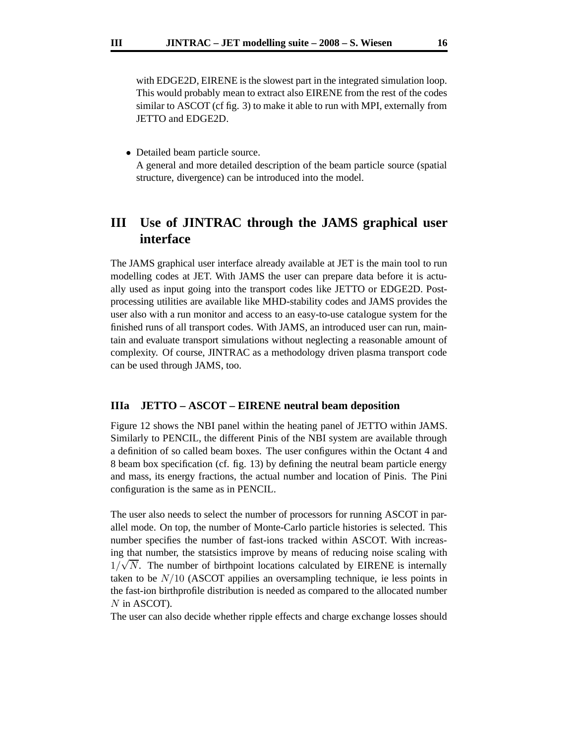with EDGE2D, EIRENE is the slowest part in the integrated simulation loop. This would probably mean to extract also EIRENE from the rest of the codes similar to ASCOT (cf fig. 3) to make it able to run with MPI, externally from JETTO and EDGE2D.

- Detailed beam particle source.
  A general and more detailed description of the beam particle source (spatial structure, divergence) can be introduced into the model.

## III Use of JINTRAC through the JAMS graphical user interface

The JAMS graphical user interface already available at JET is the main tool to run modelling codes at JET. With JAMS the user can prepare data before it is actually used as input going into the transport codes like JETTO or EDGE2D. Post-processing utilities are available like MHD-stability codes and JAMS provides the user also with a run monitor and access to an easy-to-use catalogue system for the finished runs of all transport codes. With JAMS, an introduced user can run, maintain and evaluate transport simulations without neglecting a reasonable amount of complexity. Of course, JINTRAC as a methodology driven plasma transport code can be used through JAMS, too.

### IIIa JETTO – ASCOT – EIRENE neutral beam deposition

Figure 12 shows the NBI panel within the heating panel of JETTO within JAMS. Similarly to PENCIL, the different Pinis of the NBI system are available through a definition of so called beam boxes. The user configures within the Octant 4 and 8 beam box specification (cf. fig. 13) by defining the neutral beam particle energy and mass, its energy fractions, the actual number and location of Pinis. The Pini configuration is the same as in PENCIL.

The user also needs to select the number of processors for running ASCOT in parallel mode. On top, the number of Monte-Carlo particle histories is selected. This number specifies the number of fast-ions tracked within ASCOT. With increasing that number, the statsistics improve by means of reducing noise scaling with $1/\sqrt{N}$. The number of birthpoint locations calculated by EIRENE is internally taken to be $N/10$ (ASCOT appilies an oversampling technique, ie less points in the fast-ion birthprofile distribution is needed as compared to the allocated number $N$ in ASCOT).
The user can also decide whether ripple effects and charge exchange losses should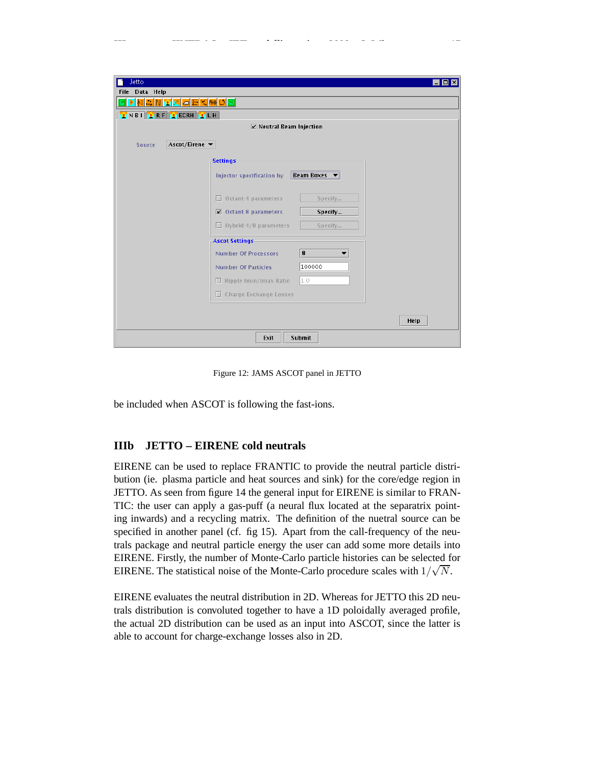Figure 12: JAMS ASCOT panel in JETTO

be included when ASCOT is following the fast-ions.

## IIIb JETTO – EIRENE cold neutrals

EIRENE can be used to replace FRANTIC to provide the neutral particle distribution (ie. plasma particle and heat sources and sink) for the core/edge region in JETTO. As seen from figure 14 the general input for EIRENE is similar to FRANTIC: the user can apply a gas-puff (a neural flux located at the separatrix pointing inwards) and a recycling matrix. The definition of the nuetral source can be specified in another panel (cf. fig 15). Apart from the call-frequency of the neutrals package and neutral particle energy the user can add some more details into EIRENE. Firstly, the number of Monte-Carlo particle histories can be selected for EIRENE. The statistical noise of the Monte-Carlo procedure scales with $1/\sqrt{N}$.

EIRENE evaluates the neutral distribution in 2D. Whereas for JETTO this 2D neutrals distribution is convoluted together to have a 1D poloidally averaged profile, the actual 2D distribution can be used as an input into ASCOT, since the latter is able to account for charge-exchange losses also in 2D.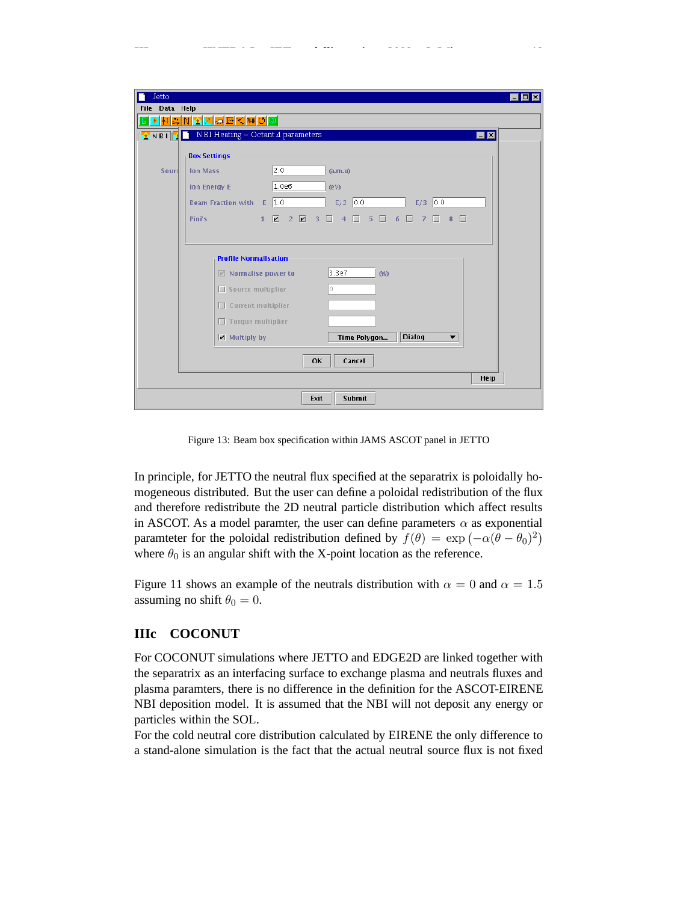Figure 13: Beam box specification within JAMS ASCOT panel in JETTO

In principle, for JETTO the neutral flux specified at the separatrix is poloidally homogeneous distributed. But the user can define a poloidal redistribution of the flux and therefore redistribute the 2D neutral particle distribution which affect results in ASCOT. As a model paramter, the user can define parameters $\alpha$ as exponential paramteter for the poloidal redistribution defined by $f(\theta) = \exp\left(-\alpha(\theta - \theta_0)^2\right)$ where $\theta_0$ is an angular shift with the X-point location as the reference.

Figure 11 shows an example of the neutrals distribution with $\alpha = 0$ and $\alpha = 1.5$ assuming no shift $\theta_0 = 0$.

## IIIc COCONUT

For COCONUT simulations where JETTO and EDGE2D are linked together with the separatrix as an interfacing surface to exchange plasma and neutrals fluxes and plasma paramters, there is no difference in the definition for the ASCOT-EIRENE NBI deposition model. It is assumed that the NBI will not deposit any energy or particles within the SOL.

For the cold neutral core distribution calculated by EIRENE the only difference to a stand-alone simulation is the fact that the actual neutral source flux is not fixed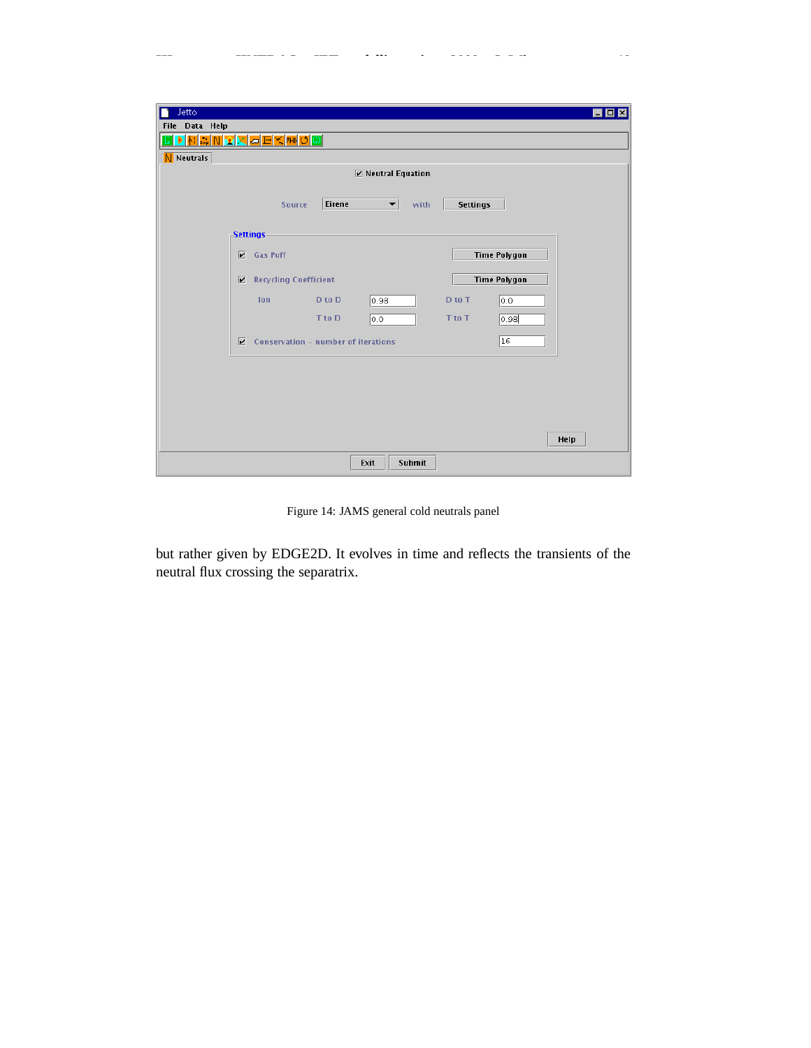Figure 14: JAMS general cold neutrals panel

but rather given by EDGE2D. It evolves in time and reflects the transients of the neutral flux crossing the separatrix.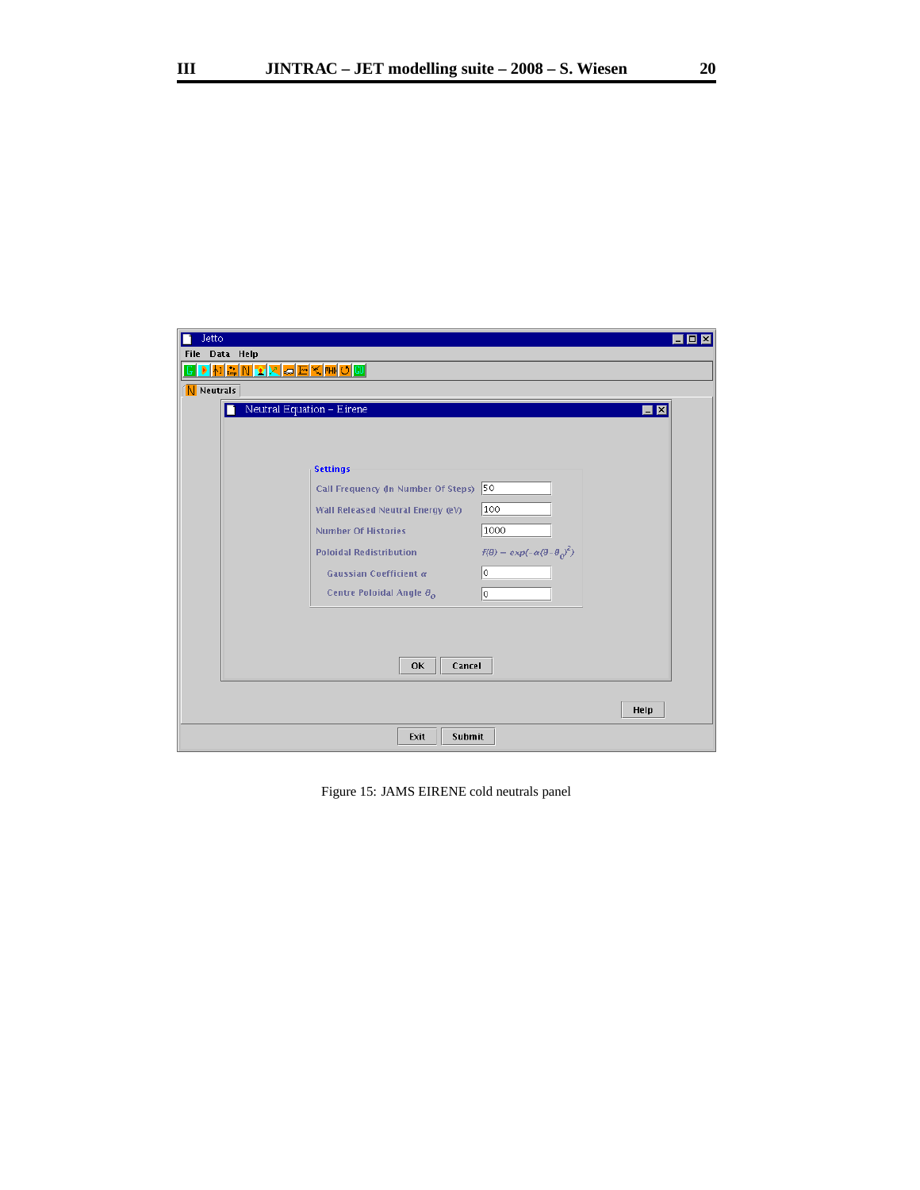Jetto

File Data Help

Neutrals

Neutral Equation – Eirene

Settings

Call Frequency (In Number Of Steps) 50

Wall Released Neutral Energy (eV) 100

Number Of Histories 1000

Poloidal Redistribution $f(\theta) = exp(-\alpha(\theta-\theta_0)^2)$

Gaussian Coefficient $\alpha$ 0

Centre Poloidal Angle $\theta_0$ 0

OK Cancel

Help

Exit Submit

Figure 15: JAMS EIRENE cold neutrals panel